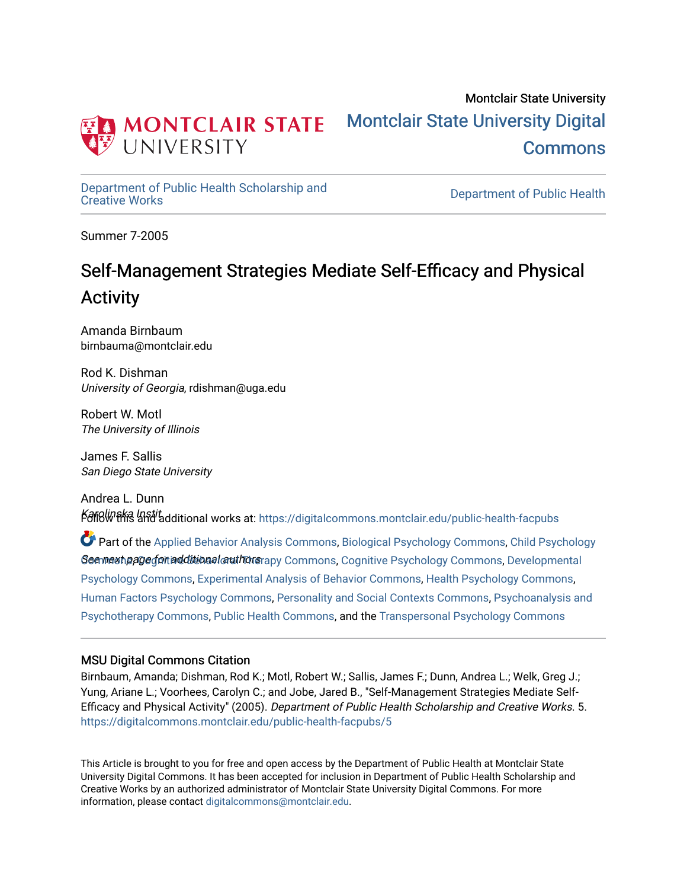Montclair State University

# Montclair State University Digital Commons

Department of Public Health Scholarship and Creative Works | Department of Public Health

Summer 7-2005

# Self-Management Strategies Mediate Self-Efficacy and Physical Activity

Amanda Birnbaum
birnbauma@montclair.edu

Rod K. Dishman
*University of Georgia*, rdishman@uga.edu

Robert W. Motl
*The University of Illinois*

James F. Sallis
*San Diego State University*

Andrea L. Dunn
*Karolinska Instit*

*See next page for additional authors*

Follow this and additional works at: https://digitalcommons.montclair.edu/public-health-facpubs

Part of the Applied Behavior Analysis Commons, Biological Psychology Commons, Child Psychology Commons, Cognitive Behavioral Therapy Commons, Cognitive Psychology Commons, Developmental Psychology Commons, Experimental Analysis of Behavior Commons, Health Psychology Commons, Human Factors Psychology Commons, Personality and Social Contexts Commons, Psychoanalysis and Psychotherapy Commons, Public Health Commons, and the Transpersonal Psychology Commons

## MSU Digital Commons Citation

Birnbaum, Amanda; Dishman, Rod K.; Motl, Robert W.; Sallis, James F.; Dunn, Andrea L.; Welk, Greg J.; Yung, Ariane L.; Voorhees, Carolyn C.; and Jobe, Jared B., "Self-Management Strategies Mediate Self-Efficacy and Physical Activity" (2005). *Department of Public Health Scholarship and Creative Works.* 5.
https://digitalcommons.montclair.edu/public-health-facpubs/5

This Article is brought to you for free and open access by the Department of Public Health at Montclair State University Digital Commons. It has been accepted for inclusion in Department of Public Health Scholarship and Creative Works by an authorized administrator of Montclair State University Digital Commons. For more information, please contact digitalcommons@montclair.edu.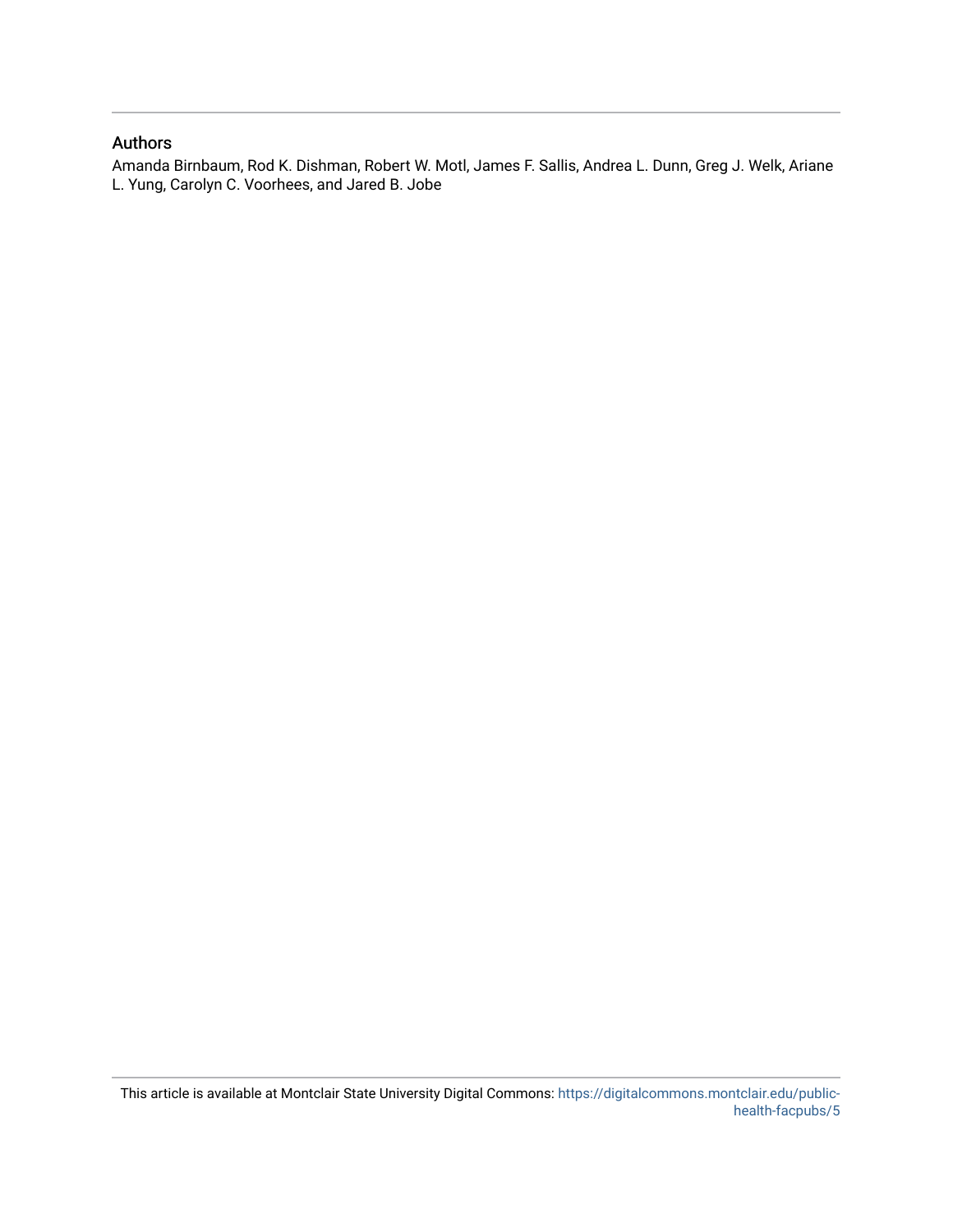## Authors

Amanda Birnbaum, Rod K. Dishman, Robert W. Motl, James F. Sallis, Andrea L. Dunn, Greg J. Welk, Ariane L. Yung, Carolyn C. Voorhees, and Jared B. Jobe

This article is available at Montclair State University Digital Commons: https://digitalcommons.montclair.edu/public-health-facpubs/5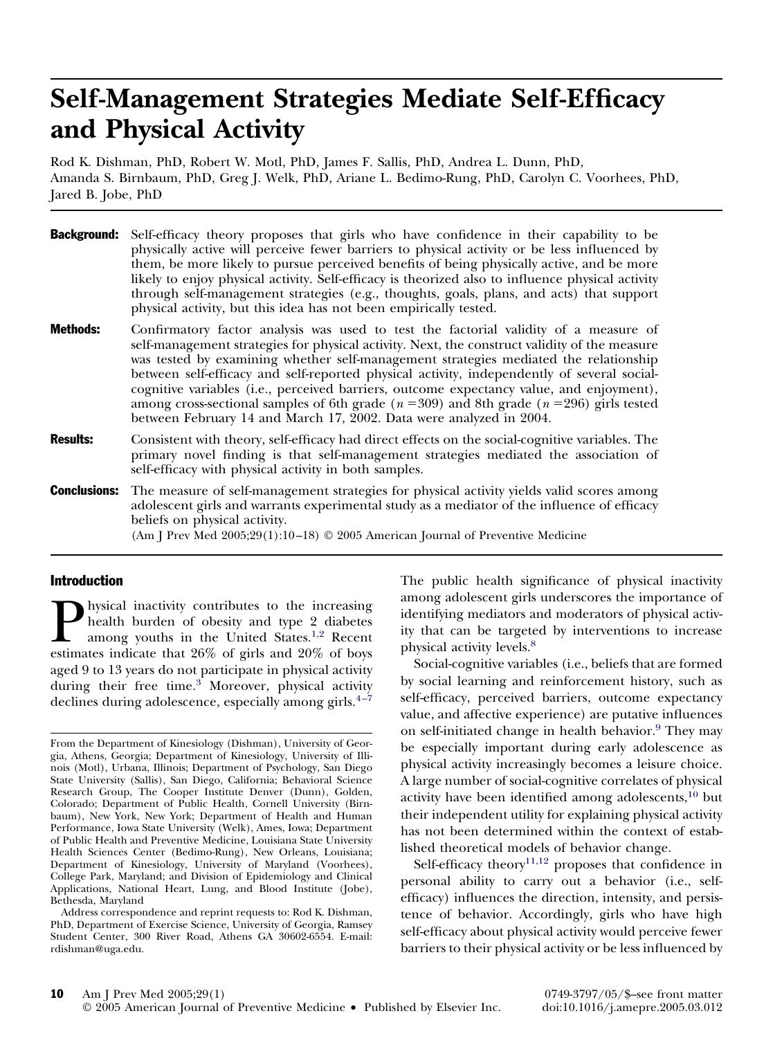# Self-Management Strategies Mediate Self-Efficacy and Physical Activity

Rod K. Dishman, PhD, Robert W. Motl, PhD, James F. Sallis, PhD, Andrea L. Dunn, PhD, Amanda S. Birnbaum, PhD, Greg J. Welk, PhD, Ariane L. Bedimo-Rung, PhD, Carolyn C. Voorhees, PhD, Jared B. Jobe, PhD

**Background:** Self-efficacy theory proposes that girls who have confidence in their capability to be physically active will perceive fewer barriers to physical activity or be less influenced by them, be more likely to pursue perceived benefits of being physically active, and be more likely to enjoy physical activity. Self-efficacy is theorized also to influence physical activity through self-management strategies (e.g., thoughts, goals, plans, and acts) that support physical activity, but this idea has not been empirically tested.

**Methods:** Confirmatory factor analysis was used to test the factorial validity of a measure of self-management strategies for physical activity. Next, the construct validity of the measure was tested by examining whether self-management strategies mediated the relationship between self-efficacy and self-reported physical activity, independently of several social-cognitive variables (i.e., perceived barriers, outcome expectancy value, and enjoyment), among cross-sectional samples of 6th grade ($n = 309$) and 8th grade ($n = 296$) girls tested between February 14 and March 17, 2002. Data were analyzed in 2004.

**Results:** Consistent with theory, self-efficacy had direct effects on the social-cognitive variables. The primary novel finding is that self-management strategies mediated the association of self-efficacy with physical activity in both samples.

**Conclusions:** The measure of self-management strategies for physical activity yields valid scores among adolescent girls and warrants experimental study as a mediator of the influence of efficacy beliefs on physical activity.
(Am J Prev Med 2005;29(1):10–18) © 2005 American Journal of Preventive Medicine

## Introduction

Physical inactivity contributes to the increasing health burden of obesity and type 2 diabetes among youths in the United States.[1,2] Recent estimates indicate that 26% of girls and 20% of boys aged 9 to 13 years do not participate in physical activity during their free time.[3] Moreover, physical activity declines during adolescence, especially among girls.[4–7] The public health significance of physical inactivity among adolescent girls underscores the importance of identifying mediators and moderators of physical activity that can be targeted by interventions to increase physical activity levels.[8]

Social-cognitive variables (i.e., beliefs that are formed by social learning and reinforcement history, such as self-efficacy, perceived barriers, outcome expectancy value, and affective experience) are putative influences on self-initiated change in health behavior.[9] They may be especially important during early adolescence as physical activity increasingly becomes a leisure choice. A large number of social-cognitive correlates of physical activity have been identified among adolescents,[10] but their independent utility for explaining physical activity has not been determined within the context of established theoretical models of behavior change.

Self-efficacy theory[11,12] proposes that confidence in personal ability to carry out a behavior (i.e., self-efficacy) influences the direction, intensity, and persistence of behavior. Accordingly, girls who have high self-efficacy about physical activity would perceive fewer barriers to their physical activity or be less influenced by

From the Department of Kinesiology (Dishman), University of Georgia, Athens, Georgia; Department of Kinesiology, University of Illinois (Motl), Urbana, Illinois; Department of Psychology, San Diego State University (Sallis), San Diego, California; Behavioral Science Research Group, The Cooper Institute Denver (Dunn), Golden, Colorado; Department of Public Health, Cornell University (Birnbaum), New York, New York; Department of Health and Human Performance, Iowa State University (Welk), Ames, Iowa; Department of Public Health and Preventive Medicine, Louisiana State University Health Sciences Center (Bedimo-Rung), New Orleans, Louisiana; Department of Kinesiology, University of Maryland (Voorhees), College Park, Maryland; and Division of Epidemiology and Clinical Applications, National Heart, Lung, and Blood Institute (Jobe), Bethesda, Maryland

Address correspondence and reprint requests to: Rod K. Dishman, PhD, Department of Exercise Science, University of Georgia, Ramsey Student Center, 300 River Road, Athens GA 30602-6554. E-mail: rdishman@uga.edu.

0749-3797/05/$–see front matter
doi:10.1016/j.amepre.2005.03.012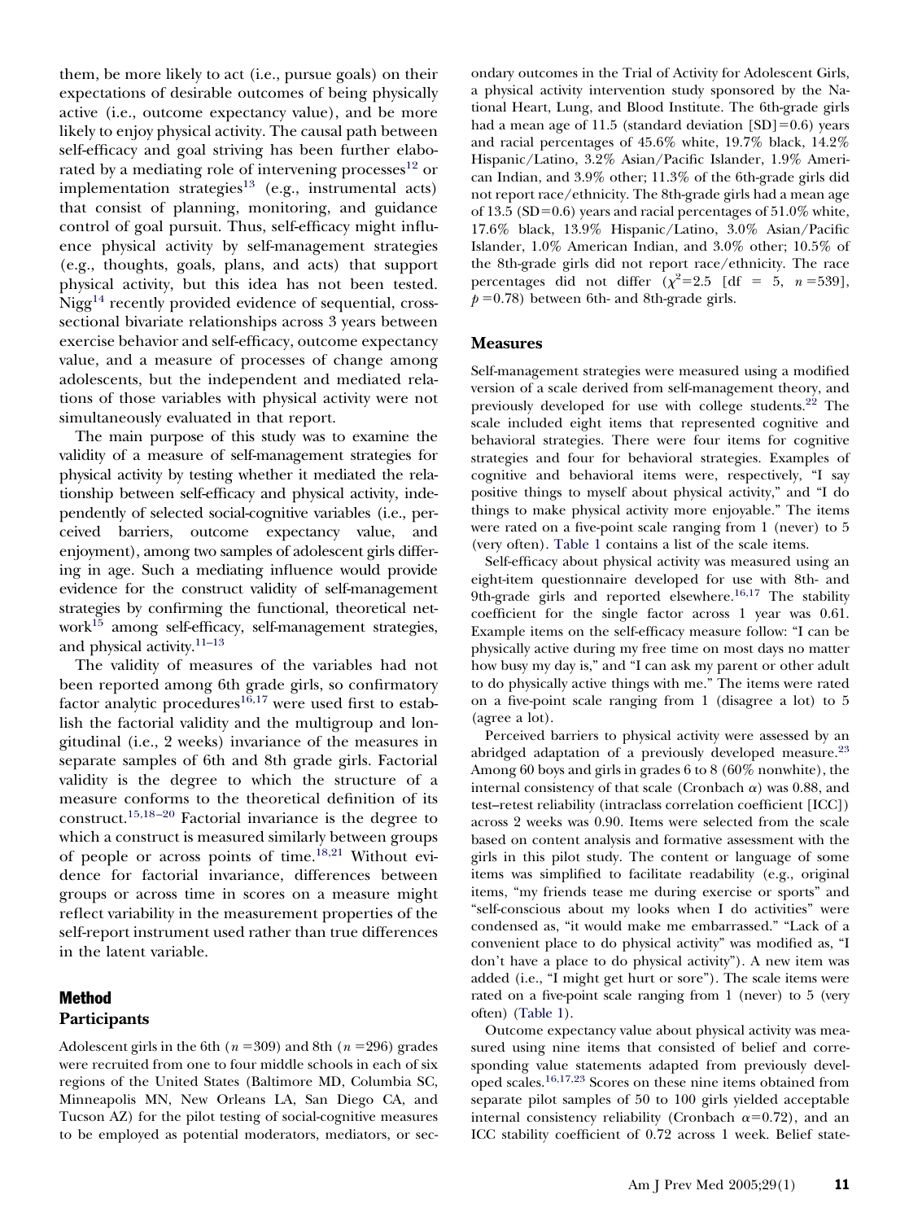them, be more likely to act (i.e., pursue goals) on their expectations of desirable outcomes of being physically active (i.e., outcome expectancy value), and be more likely to enjoy physical activity. The causal path between self-efficacy and goal striving has been further elaborated by a mediating role of intervening processes[12] or implementation strategies[13] (e.g., instrumental acts) that consist of planning, monitoring, and guidance control of goal pursuit. Thus, self-efficacy might influence physical activity by self-management strategies (e.g., thoughts, goals, plans, and acts) that support physical activity, but this idea has not been tested. Nigg[14] recently provided evidence of sequential, cross-sectional bivariate relationships across 3 years between exercise behavior and self-efficacy, outcome expectancy value, and a measure of processes of change among adolescents, but the independent and mediated relations of those variables with physical activity were not simultaneously evaluated in that report.

The main purpose of this study was to examine the validity of a measure of self-management strategies for physical activity by testing whether it mediated the relationship between self-efficacy and physical activity, independently of selected social-cognitive variables (i.e., perceived barriers, outcome expectancy value, and enjoyment), among two samples of adolescent girls differing in age. Such a mediating influence would provide evidence for the construct validity of self-management strategies by confirming the functional, theoretical network[15] among self-efficacy, self-management strategies, and physical activity.[11–13]

The validity of measures of the variables had not been reported among 6th grade girls, so confirmatory factor analytic procedures[16,17] were used first to establish the factorial validity and the multigroup and longitudinal (i.e., 2 weeks) invariance of the measures in separate samples of 6th and 8th grade girls. Factorial validity is the degree to which the structure of a measure conforms to the theoretical definition of its construct.[15,18–20] Factorial invariance is the degree to which a construct is measured similarly between groups of people or across points of time.[18,21] Without evidence for factorial invariance, differences between groups or across time in scores on a measure might reflect variability in the measurement properties of the self-report instrument used rather than true differences in the latent variable.

## Method

### Participants

Adolescent girls in the 6th ($n = 309$) and 8th ($n = 296$) grades were recruited from one to four middle schools in each of six regions of the United States (Baltimore MD, Columbia SC, Minneapolis MN, New Orleans LA, San Diego CA, and Tucson AZ) for the pilot testing of social-cognitive measures to be employed as potential moderators, mediators, or secondary outcomes in the Trial of Activity for Adolescent Girls, a physical activity intervention study sponsored by the National Heart, Lung, and Blood Institute. The 6th-grade girls had a mean age of 11.5 (standard deviation [SD]=0.6) years and racial percentages of 45.6% white, 19.7% black, 14.2% Hispanic/Latino, 3.2% Asian/Pacific Islander, 1.9% American Indian, and 3.9% other; 11.3% of the 6th-grade girls did not report race/ethnicity. The 8th-grade girls had a mean age of 13.5 (SD=0.6) years and racial percentages of 51.0% white, 17.6% black, 13.9% Hispanic/Latino, 3.0% Asian/Pacific Islander, 1.0% American Indian, and 3.0% other; 10.5% of the 8th-grade girls did not report race/ethnicity. The race percentages did not differ ($\chi^2 = 2.5$ [df = 5, $n = 539$], $p = 0.78$) between 6th- and 8th-grade girls.

### Measures

Self-management strategies were measured using a modified version of a scale derived from self-management theory, and previously developed for use with college students.[22] The scale included eight items that represented cognitive and behavioral strategies. There were four items for cognitive strategies and four for behavioral strategies. Examples of cognitive and behavioral items were, respectively, "I say positive things to myself about physical activity," and "I do things to make physical activity more enjoyable." The items were rated on a five-point scale ranging from 1 (never) to 5 (very often). Table 1 contains a list of the scale items.

Self-efficacy about physical activity was measured using an eight-item questionnaire developed for use with 8th- and 9th-grade girls and reported elsewhere.[16,17] The stability coefficient for the single factor across 1 year was 0.61. Example items on the self-efficacy measure follow: "I can be physically active during my free time on most days no matter how busy my day is," and "I can ask my parent or other adult to do physically active things with me." The items were rated on a five-point scale ranging from 1 (disagree a lot) to 5 (agree a lot).

Perceived barriers to physical activity were assessed by an abridged adaptation of a previously developed measure.[23] Among 60 boys and girls in grades 6 to 8 (60% nonwhite), the internal consistency of that scale (Cronbach $\alpha$) was 0.88, and test–retest reliability (intraclass correlation coefficient [ICC]) across 2 weeks was 0.90. Items were selected from the scale based on content analysis and formative assessment with the girls in this pilot study. The content or language of some items was simplified to facilitate readability (e.g., original items, "my friends tease me during exercise or sports" and "self-conscious about my looks when I do activities" were condensed as, "it would make me embarrassed." "Lack of a convenient place to do physical activity" was modified as, "I don't have a place to do physical activity"). A new item was added (i.e., "I might get hurt or sore"). The scale items were rated on a five-point scale ranging from 1 (never) to 5 (very often) (Table 1).

Outcome expectancy value about physical activity was measured using nine items that consisted of belief and corresponding value statements adapted from previously developed scales.[16,17,23] Scores on these nine items obtained from separate pilot samples of 50 to 100 girls yielded acceptable internal consistency reliability (Cronbach $\alpha$=0.72), and an ICC stability coefficient of 0.72 across 1 week. Belief state-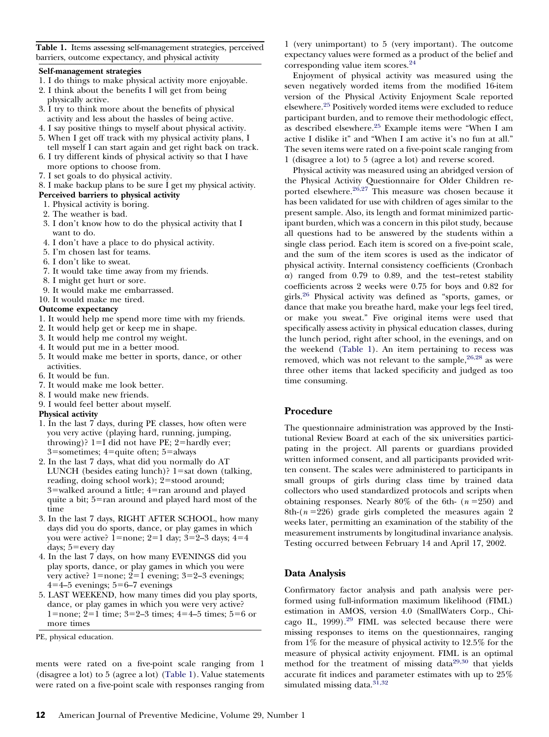**Table 1.** Items assessing self-management strategies, perceived barriers, outcome expectancy, and physical activity

**Self-management strategies**

1. I do things to make physical activity more enjoyable.
2. I think about the benefits I will get from being physically active.
3. I try to think more about the benefits of physical activity and less about the hassles of being active.
4. I say positive things to myself about physical activity.
5. When I get off track with my physical activity plans, I tell myself I can start again and get right back on track.
6. I try different kinds of physical activity so that I have more options to choose from.
7. I set goals to do physical activity.
8. I make backup plans to be sure I get my physical activity.

**Perceived barriers to physical activity**

1. Physical activity is boring.
2. The weather is bad.
3. I don't know how to do the physical activity that I want to do.
4. I don't have a place to do physical activity.
5. I'm chosen last for teams.
6. I don't like to sweat.
7. It would take time away from my friends.
8. I might get hurt or sore.
9. It would make me embarrassed.
10. It would make me tired.

**Outcome expectancy**

1. It would help me spend more time with my friends.
2. It would help get or keep me in shape.
3. It would help me control my weight.
4. It would put me in a better mood.
5. It would make me better in sports, dance, or other activities.
6. It would be fun.
7. It would make me look better.
8. I would make new friends.
9. I would feel better about myself.

**Physical activity**

1. In the last 7 days, during PE classes, how often were you very active (playing hard, running, jumping, throwing)? 1=I did not have PE; 2=hardly ever; 3=sometimes; 4=quite often; 5=always
2. In the last 7 days, what did you normally do AT LUNCH (besides eating lunch)? 1=sat down (talking, reading, doing school work); 2=stood around; 3=walked around a little; 4=ran around and played quite a bit; 5=ran around and played hard most of the time
3. In the last 7 days, RIGHT AFTER SCHOOL, how many days did you do sports, dance, or play games in which you were active? 1=none; 2=1 day; 3=2–3 days; 4=4 days; 5=every day
4. In the last 7 days, on how many EVENINGS did you play sports, dance, or play games in which you were very active? 1=none; 2=1 evening; 3=2–3 evenings; 4=4–5 evenings; 5=6–7 evenings
5. LAST WEEKEND, how many times did you play sports, dance, or play games in which you were very active? 1=none; 2=1 time; 3=2–3 times; 4=4–5 times; 5=6 or more times

PE, physical education.

ments were rated on a five-point scale ranging from 1 (disagree a lot) to 5 (agree a lot) (Table 1). Value statements were rated on a five-point scale with responses ranging from 1 (very unimportant) to 5 (very important). The outcome expectancy values were formed as a product of the belief and corresponding value item scores.[24]

Enjoyment of physical activity was measured using the seven negatively worded items from the modified 16-item version of the Physical Activity Enjoyment Scale reported elsewhere.[25] Positively worded items were excluded to reduce participant burden, and to remove their methodologic effect, as described elsewhere.[25] Example items were "When I am active I dislike it" and "When I am active it's no fun at all." The seven items were rated on a five-point scale ranging from 1 (disagree a lot) to 5 (agree a lot) and reverse scored.

Physical activity was measured using an abridged version of the Physical Activity Questionnaire for Older Children reported elsewhere.[26,27] This measure was chosen because it has been validated for use with children of ages similar to the present sample. Also, its length and format minimized participant burden, which was a concern in this pilot study, because all questions had to be answered by the students within a single class period. Each item is scored on a five-point scale, and the sum of the item scores is used as the indicator of physical activity. Internal consistency coefficients (Cronbach $\alpha$) ranged from 0.79 to 0.89, and the test–retest stability coefficients across 2 weeks were 0.75 for boys and 0.82 for girls.[26] Physical activity was defined as "sports, games, or dance that make you breathe hard, make your legs feel tired, or make you sweat." Five original items were used that specifically assess activity in physical education classes, during the lunch period, right after school, in the evenings, and on the weekend (Table 1). An item pertaining to recess was removed, which was not relevant to the sample,[26,28] as were three other items that lacked specificity and judged as too time consuming.

## Procedure

The questionnaire administration was approved by the Institutional Review Board at each of the six universities participating in the project. All parents or guardians provided written informed consent, and all participants provided written consent. The scales were administered to participants in small groups of girls during class time by trained data collectors who used standardized protocols and scripts when obtaining responses. Nearly 80% of the 6th- ($n$=250) and 8th-($n$=226) grade girls completed the measures again 2 weeks later, permitting an examination of the stability of the measurement instruments by longitudinal invariance analysis. Testing occurred between February 14 and April 17, 2002.

## Data Analysis

Confirmatory factor analysis and path analysis were performed using full-information maximum likelihood (FIML) estimation in AMOS, version 4.0 (SmallWaters Corp., Chicago IL, 1999).[29] FIML was selected because there were missing responses to items on the questionnaires, ranging from 1% for the measure of physical activity to 12.5% for the measure of physical activity enjoyment. FIML is an optimal method for the treatment of missing data[29,30] that yields accurate fit indices and parameter estimates with up to 25% simulated missing data.[31,32]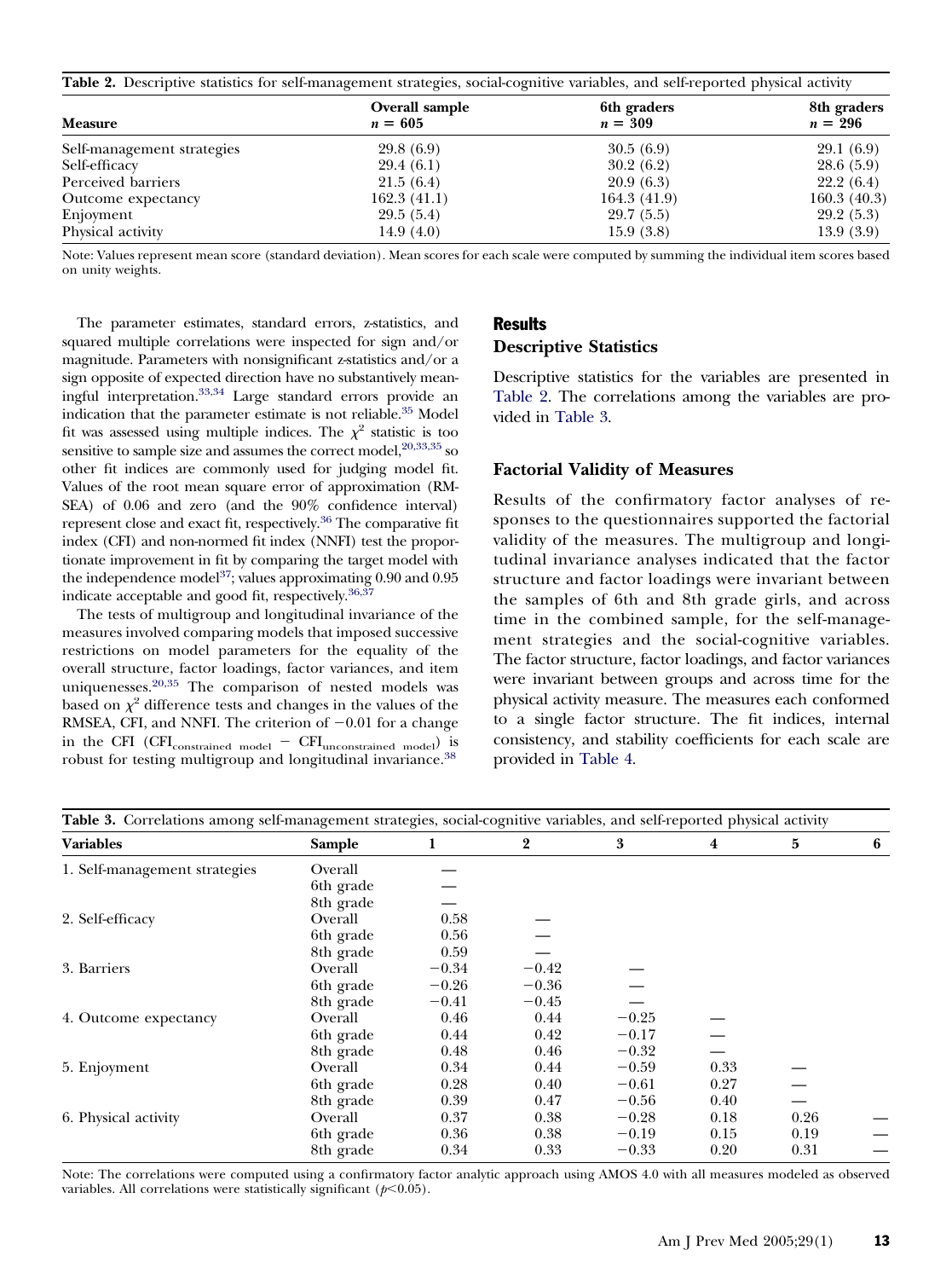**Table 2.** Descriptive statistics for self-management strategies, social-cognitive variables, and self-reported physical activity

| Measure | Overall sample $n = 605$ | 6th graders $n = 309$ | 8th graders $n = 296$ |
|---|---|---|---|
| Self-management strategies | 29.8 (6.9) | 30.5 (6.9) | 29.1 (6.9) |
| Self-efficacy | 29.4 (6.1) | 30.2 (6.2) | 28.6 (5.9) |
| Perceived barriers | 21.5 (6.4) | 20.9 (6.3) | 22.2 (6.4) |
| Outcome expectancy | 162.3 (41.1) | 164.3 (41.9) | 160.3 (40.3) |
| Enjoyment | 29.5 (5.4) | 29.7 (5.5) | 29.2 (5.3) |
| Physical activity | 14.9 (4.0) | 15.9 (3.8) | 13.9 (3.9) |

Note: Values represent mean score (standard deviation). Mean scores for each scale were computed by summing the individual item scores based on unity weights.

The parameter estimates, standard errors, z-statistics, and squared multiple correlations were inspected for sign and/or magnitude. Parameters with nonsignificant z-statistics and/or a sign opposite of expected direction have no substantively meaningful interpretation.[33,34] Large standard errors provide an indication that the parameter estimate is not reliable.[35] Model fit was assessed using multiple indices. The $\chi^2$ statistic is too sensitive to sample size and assumes the correct model,[20,33,35] so other fit indices are commonly used for judging model fit. Values of the root mean square error of approximation (RMSEA) of 0.06 and zero (and the 90% confidence interval) represent close and exact fit, respectively.[36] The comparative fit index (CFI) and non-normed fit index (NNFI) test the proportionate improvement in fit by comparing the target model with the independence model[37]; values approximating 0.90 and 0.95 indicate acceptable and good fit, respectively.[36,37]

The tests of multigroup and longitudinal invariance of the measures involved comparing models that imposed successive restrictions on model parameters for the equality of the overall structure, factor loadings, factor variances, and item uniquenesses.[20,35] The comparison of nested models was based on $\chi^2$ difference tests and changes in the values of the RMSEA, CFI, and NNFI. The criterion of $-0.01$ for a change in the CFI ($CFI_{constrained\ model} - CFI_{unconstrained\ model}$) is robust for testing multigroup and longitudinal invariance.[38]

## Results

### Descriptive Statistics

Descriptive statistics for the variables are presented in Table 2. The correlations among the variables are provided in Table 3.

### Factorial Validity of Measures

Results of the confirmatory factor analyses of responses to the questionnaires supported the factorial validity of the measures. The multigroup and longitudinal invariance analyses indicated that the factor structure and factor loadings were invariant between the samples of 6th and 8th grade girls, and across time in the combined sample, for the self-management strategies and the social-cognitive variables. The factor structure, factor loadings, and factor variances were invariant between groups and across time for the physical activity measure. The measures each conformed to a single factor structure. The fit indices, internal consistency, and stability coefficients for each scale are provided in Table 4.

**Table 3.** Correlations among self-management strategies, social-cognitive variables, and self-reported physical activity

| Variables | Sample | 1 | 2 | 3 | 4 | 5 | 6 |
|---|---|---|---|---|---|---|---|
| 1. Self-management strategies | Overall | — | | | | | |
| | 6th grade | — | | | | | |
| | 8th grade | — | | | | | |
| 2. Self-efficacy | Overall | 0.58 | — | | | | |
| | 6th grade | 0.56 | — | | | | |
| | 8th grade | 0.59 | — | | | | |
| 3. Barriers | Overall | −0.34 | −0.42 | — | | | |
| | 6th grade | −0.26 | −0.36 | — | | | |
| | 8th grade | −0.41 | −0.45 | — | | | |
| 4. Outcome expectancy | Overall | 0.46 | 0.44 | −0.25 | — | | |
| | 6th grade | 0.44 | 0.42 | −0.17 | — | | |
| | 8th grade | 0.48 | 0.46 | −0.32 | — | | |
| 5. Enjoyment | Overall | 0.34 | 0.44 | −0.59 | 0.33 | — | |
| | 6th grade | 0.28 | 0.40 | −0.61 | 0.27 | — | |
| | 8th grade | 0.39 | 0.47 | −0.56 | 0.40 | — | |
| 6. Physical activity | Overall | 0.37 | 0.38 | −0.28 | 0.18 | 0.26 | — |
| | 6th grade | 0.36 | 0.38 | −0.19 | 0.15 | 0.19 | — |
| | 8th grade | 0.34 | 0.33 | −0.33 | 0.20 | 0.31 | — |

Note: The correlations were computed using a confirmatory factor analytic approach using AMOS 4.0 with all measures modeled as observed variables. All correlations were statistically significant ($p<0.05$).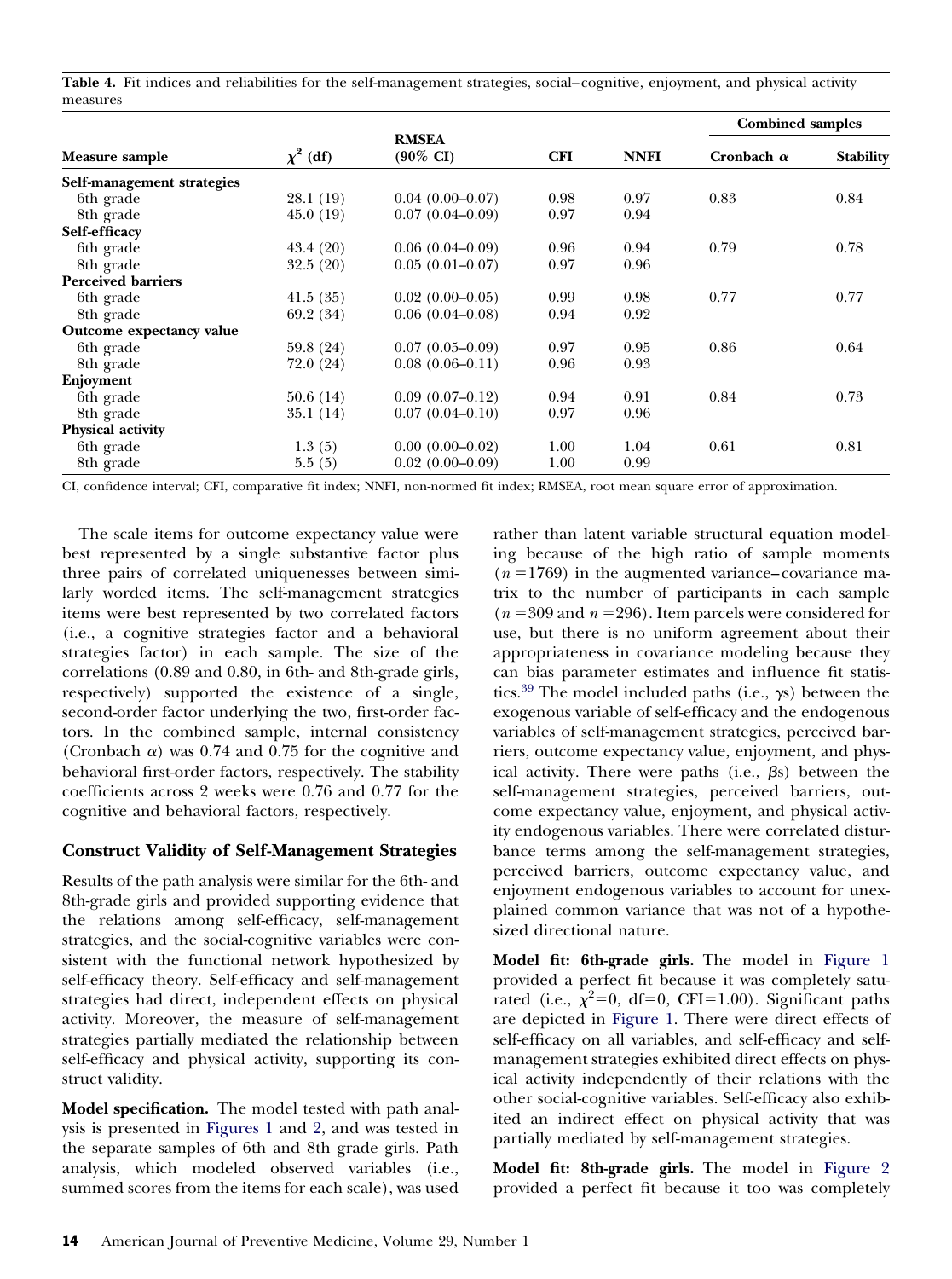**Table 4.** Fit indices and reliabilities for the self-management strategies, social–cognitive, enjoyment, and physical activity measures

| Measure sample | $\chi^2$ (df) | RMSEA (90% CI) | CFI | NNFI | Combined samples | |
|---|---|---|---|---|---|---|
| | | | | | Cronbach $\alpha$ | Stability |
| **Self-management strategies** | | | | | | |
| 6th grade | 28.1 (19) | 0.04 (0.00–0.07) | 0.98 | 0.97 | 0.83 | 0.84 |
| 8th grade | 45.0 (19) | 0.07 (0.04–0.09) | 0.97 | 0.94 | | |
| **Self-efficacy** | | | | | | |
| 6th grade | 43.4 (20) | 0.06 (0.04–0.09) | 0.96 | 0.94 | 0.79 | 0.78 |
| 8th grade | 32.5 (20) | 0.05 (0.01–0.07) | 0.97 | 0.96 | | |
| **Perceived barriers** | | | | | | |
| 6th grade | 41.5 (35) | 0.02 (0.00–0.05) | 0.99 | 0.98 | 0.77 | 0.77 |
| 8th grade | 69.2 (34) | 0.06 (0.04–0.08) | 0.94 | 0.92 | | |
| **Outcome expectancy value** | | | | | | |
| 6th grade | 59.8 (24) | 0.07 (0.05–0.09) | 0.97 | 0.95 | 0.86 | 0.64 |
| 8th grade | 72.0 (24) | 0.08 (0.06–0.11) | 0.96 | 0.93 | | |
| **Enjoyment** | | | | | | |
| 6th grade | 50.6 (14) | 0.09 (0.07–0.12) | 0.94 | 0.91 | 0.84 | 0.73 |
| 8th grade | 35.1 (14) | 0.07 (0.04–0.10) | 0.97 | 0.96 | | |
| **Physical activity** | | | | | | |
| 6th grade | 1.3 (5) | 0.00 (0.00–0.02) | 1.00 | 1.04 | 0.61 | 0.81 |
| 8th grade | 5.5 (5) | 0.02 (0.00–0.09) | 1.00 | 0.99 | | |

CI, confidence interval; CFI, comparative fit index; NNFI, non-normed fit index; RMSEA, root mean square error of approximation.

The scale items for outcome expectancy value were best represented by a single substantive factor plus three pairs of correlated uniquenesses between similarly worded items. The self-management strategies items were best represented by two correlated factors (i.e., a cognitive strategies factor and a behavioral strategies factor) in each sample. The size of the correlations (0.89 and 0.80, in 6th- and 8th-grade girls, respectively) supported the existence of a single, second-order factor underlying the two, first-order factors. In the combined sample, internal consistency (Cronbach $\alpha$) was 0.74 and 0.75 for the cognitive and behavioral first-order factors, respectively. The stability coefficients across 2 weeks were 0.76 and 0.77 for the cognitive and behavioral factors, respectively.

## Construct Validity of Self-Management Strategies

Results of the path analysis were similar for the 6th- and 8th-grade girls and provided supporting evidence that the relations among self-efficacy, self-management strategies, and the social-cognitive variables were consistent with the functional network hypothesized by self-efficacy theory. Self-efficacy and self-management strategies had direct, independent effects on physical activity. Moreover, the measure of self-management strategies partially mediated the relationship between self-efficacy and physical activity, supporting its construct validity.

**Model specification.** The model tested with path analysis is presented in Figures 1 and 2, and was tested in the separate samples of 6th and 8th grade girls. Path analysis, which modeled observed variables (i.e., summed scores from the items for each scale), was used rather than latent variable structural equation modeling because of the high ratio of sample moments ($n = 1769$) in the augmented variance–covariance matrix to the number of participants in each sample ($n = 309$ and $n = 296$). Item parcels were considered for use, but there is no uniform agreement about their appropriateness in covariance modeling because they can bias parameter estimates and influence fit statistics.[39] The model included paths (i.e., $\gamma$s) between the exogenous variable of self-efficacy and the endogenous variables of self-management strategies, perceived barriers, outcome expectancy value, enjoyment, and physical activity. There were paths (i.e., $\beta$s) between the self-management strategies, perceived barriers, outcome expectancy value, enjoyment, and physical activity endogenous variables. There were correlated disturbance terms among the self-management strategies, perceived barriers, outcome expectancy value, and enjoyment endogenous variables to account for unexplained common variance that was not of a hypothesized directional nature.

**Model fit: 6th-grade girls.** The model in Figure 1 provided a perfect fit because it was completely saturated (i.e., $\chi^2 = 0$, df$=0$, CFI$=1.00$). Significant paths are depicted in Figure 1. There were direct effects of self-efficacy on all variables, and self-efficacy and self-management strategies exhibited direct effects on physical activity independently of their relations with the other social-cognitive variables. Self-efficacy also exhibited an indirect effect on physical activity that was partially mediated by self-management strategies.

**Model fit: 8th-grade girls.** The model in Figure 2 provided a perfect fit because it too was completely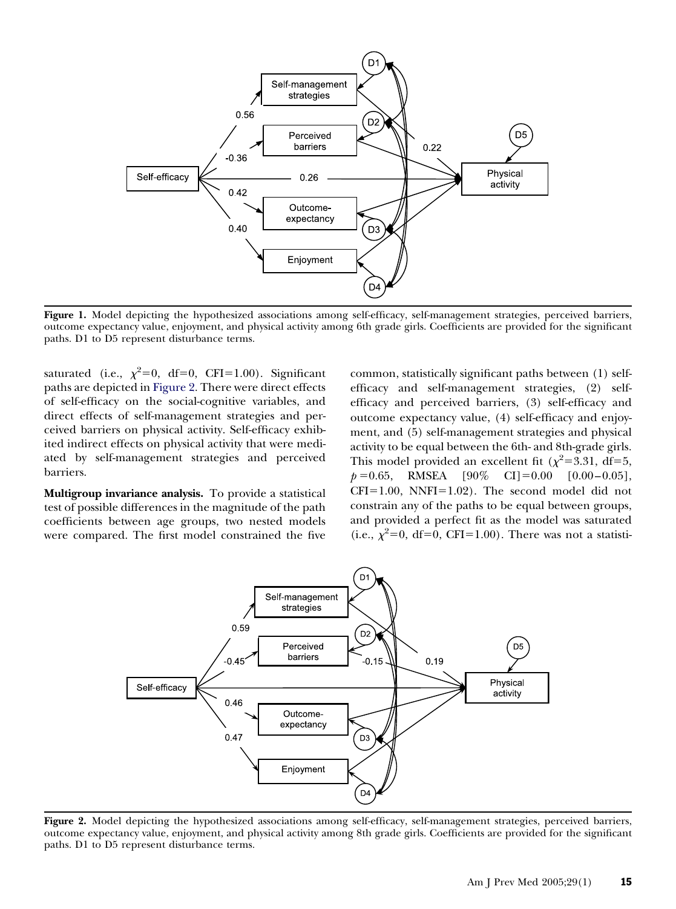**Figure 1.** Model depicting the hypothesized associations among self-efficacy, self-management strategies, perceived barriers, outcome expectancy value, enjoyment, and physical activity among 6th grade girls. Coefficients are provided for the significant paths. D1 to D5 represent disturbance terms.

saturated (i.e., $\chi^2$=0, df=0, CFI=1.00). Significant paths are depicted in Figure 2. There were direct effects of self-efficacy on the social-cognitive variables, and direct effects of self-management strategies and perceived barriers on physical activity. Self-efficacy exhibited indirect effects on physical activity that were mediated by self-management strategies and perceived barriers.

**Multigroup invariance analysis.** To provide a statistical test of possible differences in the magnitude of the path coefficients between age groups, two nested models were compared. The first model constrained the five common, statistically significant paths between (1) self-efficacy and self-management strategies, (2) self-efficacy and perceived barriers, (3) self-efficacy and outcome expectancy value, (4) self-efficacy and enjoyment, and (5) self-management strategies and physical activity to be equal between the 6th- and 8th-grade girls. This model provided an excellent fit ($\chi^2$=3.31, df=5, $p$=0.65, RMSEA [90% CI]=0.00 [0.00–0.05], CFI=1.00, NNFI=1.02). The second model did not constrain any of the paths to be equal between groups, and provided a perfect fit as the model was saturated (i.e., $\chi^2$=0, df=0, CFI=1.00). There was not a statisti-

**Figure 2.** Model depicting the hypothesized associations among self-efficacy, self-management strategies, perceived barriers, outcome expectancy value, enjoyment, and physical activity among 8th grade girls. Coefficients are provided for the significant paths. D1 to D5 represent disturbance terms.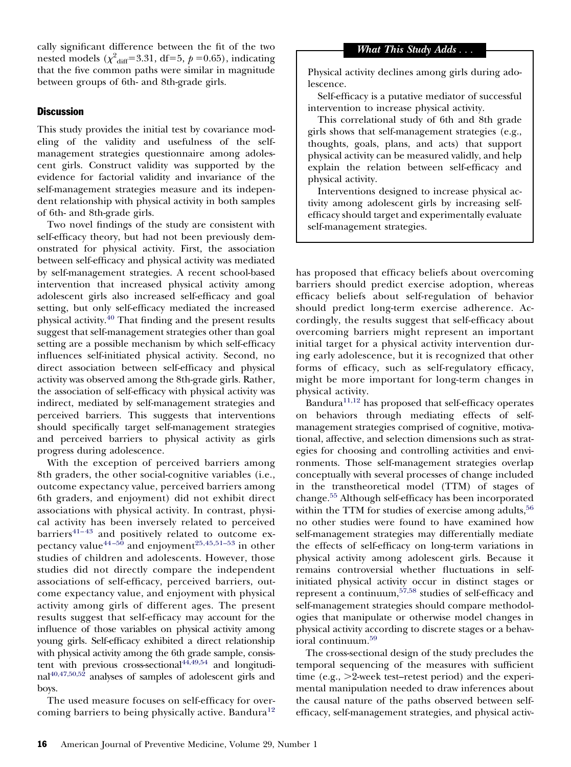cally significant difference between the fit of the two nested models ($\chi^2_{diff}$=3.31, df=5, $p$=0.65), indicating that the five common paths were similar in magnitude between groups of 6th- and 8th-grade girls.

## Discussion

This study provides the initial test by covariance modeling of the validity and usefulness of the self-management strategies questionnaire among adolescent girls. Construct validity was supported by the evidence for factorial validity and invariance of the self-management strategies measure and its independent relationship with physical activity in both samples of 6th- and 8th-grade girls.

Two novel findings of the study are consistent with self-efficacy theory, but had not been previously demonstrated for physical activity. First, the association between self-efficacy and physical activity was mediated by self-management strategies. A recent school-based intervention that increased physical activity among adolescent girls also increased self-efficacy and goal setting, but only self-efficacy mediated the increased physical activity.[40] That finding and the present results suggest that self-management strategies other than goal setting are a possible mechanism by which self-efficacy influences self-initiated physical activity. Second, no direct association between self-efficacy and physical activity was observed among the 8th-grade girls. Rather, the association of self-efficacy with physical activity was indirect, mediated by self-management strategies and perceived barriers. This suggests that interventions should specifically target self-management strategies and perceived barriers to physical activity as girls progress during adolescence.

With the exception of perceived barriers among 8th graders, the other social-cognitive variables (i.e., outcome expectancy value, perceived barriers among 6th graders, and enjoyment) did not exhibit direct associations with physical activity. In contrast, physical activity has been inversely related to perceived barriers[41–43] and positively related to outcome expectancy value[44–50] and enjoyment[25,45,51–53] in other studies of children and adolescents. However, those studies did not directly compare the independent associations of self-efficacy, perceived barriers, outcome expectancy value, and enjoyment with physical activity among girls of different ages. The present results suggest that self-efficacy may account for the influence of those variables on physical activity among young girls. Self-efficacy exhibited a direct relationship with physical activity among the 6th grade sample, consistent with previous cross-sectional[44,49,54] and longitudinal[40,47,50,52] analyses of samples of adolescent girls and boys.

The used measure focuses on self-efficacy for overcoming barriers to being physically active. Bandura[12] has proposed that efficacy beliefs about overcoming barriers should predict exercise adoption, whereas efficacy beliefs about self-regulation of behavior should predict long-term exercise adherence. Accordingly, the results suggest that self-efficacy about overcoming barriers might represent an important initial target for a physical activity intervention during early adolescence, but it is recognized that other forms of efficacy, such as self-regulatory efficacy, might be more important for long-term changes in physical activity.

Bandura[11,12] has proposed that self-efficacy operates on behaviors through mediating effects of self-management strategies comprised of cognitive, motivational, affective, and selection dimensions such as strategies for choosing and controlling activities and environments. Those self-management strategies overlap conceptually with several processes of change included in the transtheoretical model (TTM) of stages of change.[55] Although self-efficacy has been incorporated within the TTM for studies of exercise among adults,[56] no other studies were found to have examined how self-management strategies may differentially mediate the effects of self-efficacy on long-term variations in physical activity among adolescent girls. Because it remains controversial whether fluctuations in self-initiated physical activity occur in distinct stages or represent a continuum,[57,58] studies of self-efficacy and self-management strategies should compare methodologies that manipulate or otherwise model changes in physical activity according to discrete stages or a behavioral continuum.[59]

The cross-sectional design of the study precludes the temporal sequencing of the measures with sufficient time (e.g., >2-week test–retest period) and the experimental manipulation needed to draw inferences about the causal nature of the paths observed between self-efficacy, self-management strategies, and physical activ-

### *What This Study Adds . . .*

Physical activity declines among girls during adolescence.

Self-efficacy is a putative mediator of successful intervention to increase physical activity.

This correlational study of 6th and 8th grade girls shows that self-management strategies (e.g., thoughts, goals, plans, and acts) that support physical activity can be measured validly, and help explain the relation between self-efficacy and physical activity.

Interventions designed to increase physical activity among adolescent girls by increasing self-efficacy should target and experimentally evaluate self-management strategies.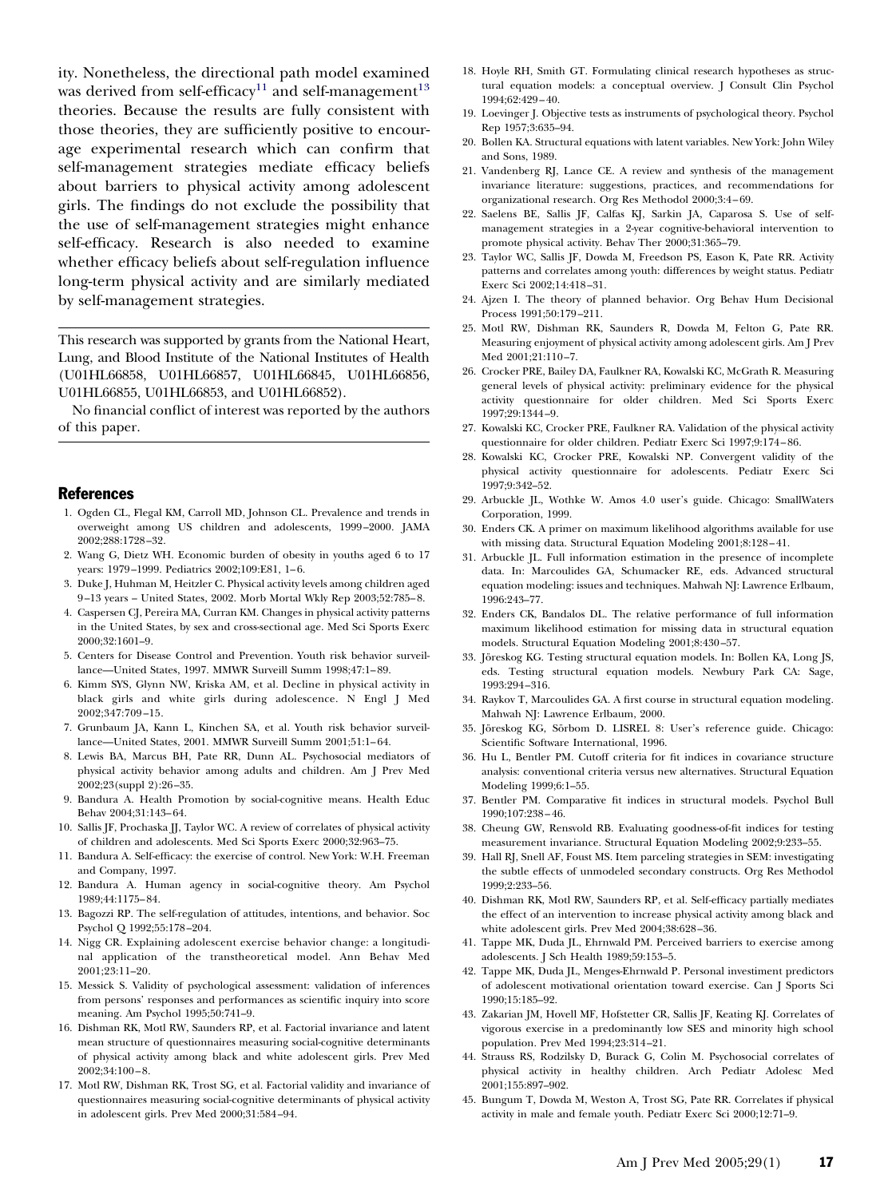ity. Nonetheless, the directional path model examined was derived from self-efficacy[11] and self-management[13] theories. Because the results are fully consistent with those theories, they are sufficiently positive to encourage experimental research which can confirm that self-management strategies mediate efficacy beliefs about barriers to physical activity among adolescent girls. The findings do not exclude the possibility that the use of self-management strategies might enhance self-efficacy. Research is also needed to examine whether efficacy beliefs about self-regulation influence long-term physical activity and are similarly mediated by self-management strategies.

---

This research was supported by grants from the National Heart, Lung, and Blood Institute of the National Institutes of Health (U01HL66858, U01HL66857, U01HL66845, U01HL66856, U01HL66855, U01HL66853, and U01HL66852).

No financial conflict of interest was reported by the authors of this paper.

---

## References

1. Ogden CL, Flegal KM, Carroll MD, Johnson CL. Prevalence and trends in overweight among US children and adolescents, 1999–2000. JAMA 2002;288:1728–32.
2. Wang G, Dietz WH. Economic burden of obesity in youths aged 6 to 17 years: 1979–1999. Pediatrics 2002;109:E81, 1–6.
3. Duke J, Huhman M, Heitzler C. Physical activity levels among children aged 9–13 years – United States, 2002. Morb Mortal Wkly Rep 2003;52:785–8.
4. Caspersen CJ, Pereira MA, Curran KM. Changes in physical activity patterns in the United States, by sex and cross-sectional age. Med Sci Sports Exerc 2000;32:1601–9.
5. Centers for Disease Control and Prevention. Youth risk behavior surveillance—United States, 1997. MMWR Surveill Summ 1998;47:1–89.
6. Kimm SYS, Glynn NW, Kriska AM, et al. Decline in physical activity in black girls and white girls during adolescence. N Engl J Med 2002;347:709–15.
7. Grunbaum JA, Kann L, Kinchen SA, et al. Youth risk behavior surveillance—United States, 2001. MMWR Surveill Summ 2001;51:1–64.
8. Lewis BA, Marcus BH, Pate RR, Dunn AL. Psychosocial mediators of physical activity behavior among adults and children. Am J Prev Med 2002;23(suppl 2):26–35.
9. Bandura A. Health Promotion by social-cognitive means. Health Educ Behav 2004;31:143–64.
10. Sallis JF, Prochaska JJ, Taylor WC. A review of correlates of physical activity of children and adolescents. Med Sci Sports Exerc 2000;32:963–75.
11. Bandura A. Self-efficacy: the exercise of control. New York: W.H. Freeman and Company, 1997.
12. Bandura A. Human agency in social-cognitive theory. Am Psychol 1989;44:1175–84.
13. Bagozzi RP. The self-regulation of attitudes, intentions, and behavior. Soc Psychol Q 1992;55:178–204.
14. Nigg CR. Explaining adolescent exercise behavior change: a longitudinal application of the transtheoretical model. Ann Behav Med 2001;23:11–20.
15. Messick S. Validity of psychological assessment: validation of inferences from persons' responses and performances as scientific inquiry into score meaning. Am Psychol 1995;50:741–9.
16. Dishman RK, Motl RW, Saunders RP, et al. Factorial invariance and latent mean structure of questionnaires measuring social-cognitive determinants of physical activity among black and white adolescent girls. Prev Med 2002;34:100–8.
17. Motl RW, Dishman RK, Trost SG, et al. Factorial validity and invariance of questionnaires measuring social-cognitive determinants of physical activity in adolescent girls. Prev Med 2000;31:584–94.
18. Hoyle RH, Smith GT. Formulating clinical research hypotheses as structural equation models: a conceptual overview. J Consult Clin Psychol 1994;62:429–40.
19. Loevinger J. Objective tests as instruments of psychological theory. Psychol Rep 1957;3:635–94.
20. Bollen KA. Structural equations with latent variables. New York: John Wiley and Sons, 1989.
21. Vandenberg RJ, Lance CE. A review and synthesis of the management invariance literature: suggestions, practices, and recommendations for organizational research. Org Res Methodol 2000;3:4–69.
22. Saelens BE, Sallis JF, Calfas KJ, Sarkin JA, Caparosa S. Use of self-management strategies in a 2-year cognitive-behavioral intervention to promote physical activity. Behav Ther 2000;31:365–79.
23. Taylor WC, Sallis JF, Dowda M, Freedson PS, Eason K, Pate RR. Activity patterns and correlates among youth: differences by weight status. Pediatr Exerc Sci 2002;14:418–31.
24. Ajzen I. The theory of planned behavior. Org Behav Hum Decisional Process 1991;50:179–211.
25. Motl RW, Dishman RK, Saunders R, Dowda M, Felton G, Pate RR. Measuring enjoyment of physical activity among adolescent girls. Am J Prev Med 2001;21:110–7.
26. Crocker PRE, Bailey DA, Faulkner RA, Kowalski KC, McGrath R. Measuring general levels of physical activity: preliminary evidence for the physical activity questionnaire for older children. Med Sci Sports Exerc 1997;29:1344–9.
27. Kowalski KC, Crocker PRE, Faulkner RA. Validation of the physical activity questionnaire for older children. Pediatr Exerc Sci 1997;9:174–86.
28. Kowalski KC, Crocker PRE, Kowalski NP. Convergent validity of the physical activity questionnaire for adolescents. Pediatr Exerc Sci 1997;9:342–52.
29. Arbuckle JL, Wothke W. Amos 4.0 user's guide. Chicago: SmallWaters Corporation, 1999.
30. Enders CK. A primer on maximum likelihood algorithms available for use with missing data. Structural Equation Modeling 2001;8:128–41.
31. Arbuckle JL. Full information estimation in the presence of incomplete data. In: Marcoulides GA, Schumacker RE, eds. Advanced structural equation modeling: issues and techniques. Mahwah NJ: Lawrence Erlbaum, 1996:243–77.
32. Enders CK, Bandalos DL. The relative performance of full information maximum likelihood estimation for missing data in structural equation models. Structural Equation Modeling 2001;8:430–57.
33. Jöreskog KG. Testing structural equation models. In: Bollen KA, Long JS, eds. Testing structural equation models. Newbury Park CA: Sage, 1993:294–316.
34. Raykov T, Marcoulides GA. A first course in structural equation modeling. Mahwah NJ: Lawrence Erlbaum, 2000.
35. Jöreskog KG, Sörbom D. LISREL 8: User's reference guide. Chicago: Scientific Software International, 1996.
36. Hu L, Bentler PM. Cutoff criteria for fit indices in covariance structure analysis: conventional criteria versus new alternatives. Structural Equation Modeling 1999;6:1–55.
37. Bentler PM. Comparative fit indices in structural models. Psychol Bull 1990;107:238–46.
38. Cheung GW, Rensvold RB. Evaluating goodness-of-fit indices for testing measurement invariance. Structural Equation Modeling 2002;9:233–55.
39. Hall RJ, Snell AF, Foust MS. Item parceling strategies in SEM: investigating the subtle effects of unmodeled secondary constructs. Org Res Methodol 1999;2:233–56.
40. Dishman RK, Motl RW, Saunders RP, et al. Self-efficacy partially mediates the effect of an intervention to increase physical activity among black and white adolescent girls. Prev Med 2004;38:628–36.
41. Tappe MK, Duda JL, Ehrnwald PM. Perceived barriers to exercise among adolescents. J Sch Health 1989;59:153–5.
42. Tappe MK, Duda JL, Menges-Ehrnwald P. Personal investiment predictors of adolescent motivational orientation toward exercise. Can J Sports Sci 1990;15:185–92.
43. Zakarian JM, Hovell MF, Hofstetter CR, Sallis JF, Keating KJ. Correlates of vigorous exercise in a predominantly low SES and minority high school population. Prev Med 1994;23:314–21.
44. Strauss RS, Rodzilsky D, Burack G, Colin M. Psychosocial correlates of physical activity in healthy children. Arch Pediatr Adolesc Med 2001;155:897–902.
45. Bungum T, Dowda M, Weston A, Trost SG, Pate RR. Correlates if physical activity in male and female youth. Pediatr Exerc Sci 2000;12:71–9.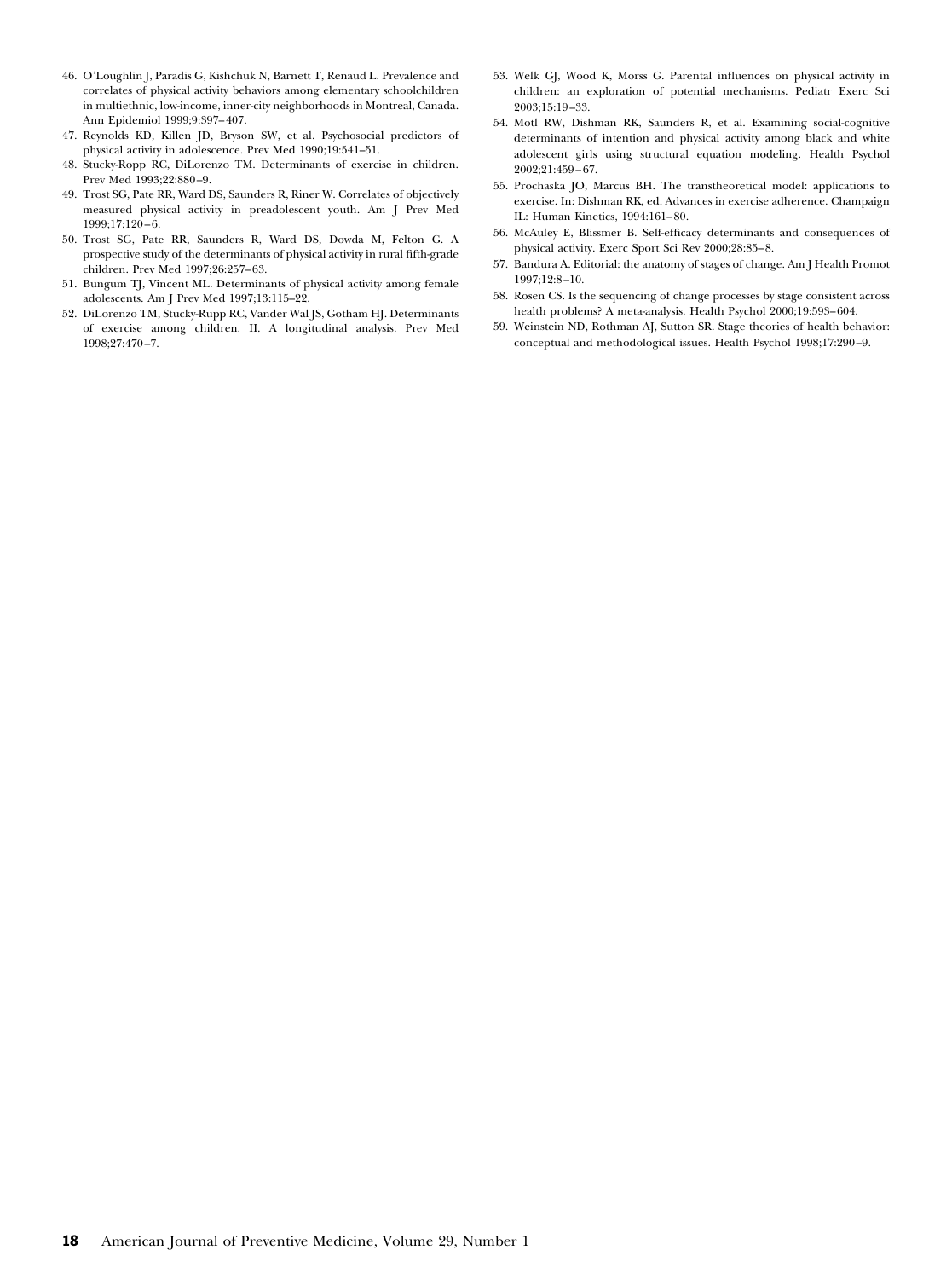46. O'Loughlin J, Paradis G, Kishchuk N, Barnett T, Renaud L. Prevalence and correlates of physical activity behaviors among elementary schoolchildren in multiethnic, low-income, inner-city neighborhoods in Montreal, Canada. Ann Epidemiol 1999;9:397–407.
47. Reynolds KD, Killen JD, Bryson SW, et al. Psychosocial predictors of physical activity in adolescence. Prev Med 1990;19:541–51.
48. Stucky-Ropp RC, DiLorenzo TM. Determinants of exercise in children. Prev Med 1993;22:880–9.
49. Trost SG, Pate RR, Ward DS, Saunders R, Riner W. Correlates of objectively measured physical activity in preadolescent youth. Am J Prev Med 1999;17:120–6.
50. Trost SG, Pate RR, Saunders R, Ward DS, Dowda M, Felton G. A prospective study of the determinants of physical activity in rural fifth-grade children. Prev Med 1997;26:257–63.
51. Bungum TJ, Vincent ML. Determinants of physical activity among female adolescents. Am J Prev Med 1997;13:115–22.
52. DiLorenzo TM, Stucky-Rupp RC, Vander Wal JS, Gotham HJ. Determinants of exercise among children. II. A longitudinal analysis. Prev Med 1998;27:470–7.
53. Welk GJ, Wood K, Morss G. Parental influences on physical activity in children: an exploration of potential mechanisms. Pediatr Exerc Sci 2003;15:19–33.
54. Motl RW, Dishman RK, Saunders R, et al. Examining social-cognitive determinants of intention and physical activity among black and white adolescent girls using structural equation modeling. Health Psychol 2002;21:459–67.
55. Prochaska JO, Marcus BH. The transtheoretical model: applications to exercise. In: Dishman RK, ed. Advances in exercise adherence. Champaign IL: Human Kinetics, 1994:161–80.
56. McAuley E, Blissmer B. Self-efficacy determinants and consequences of physical activity. Exerc Sport Sci Rev 2000;28:85–8.
57. Bandura A. Editorial: the anatomy of stages of change. Am J Health Promot 1997;12:8–10.
58. Rosen CS. Is the sequencing of change processes by stage consistent across health problems? A meta-analysis. Health Psychol 2000;19:593–604.
59. Weinstein ND, Rothman AJ, Sutton SR. Stage theories of health behavior: conceptual and methodological issues. Health Psychol 1998;17:290–9.